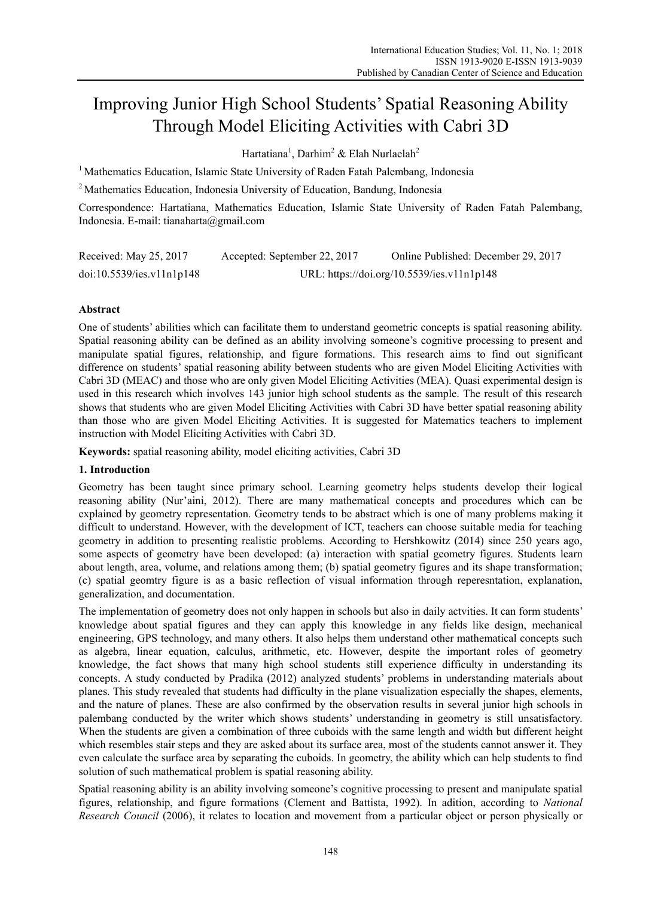# Improving Junior High School Students' Spatial Reasoning Ability Through Model Eliciting Activities with Cabri 3D

Hartatiana[1], Darhim[2] & Elah Nurlaelah[2]

[1] Mathematics Education, Islamic State University of Raden Fatah Palembang, Indonesia

[2] Mathematics Education, Indonesia University of Education, Bandung, Indonesia

Correspondence: Hartatiana, Mathematics Education, Islamic State University of Raden Fatah Palembang, Indonesia. E-mail: tianaharta@gmail.com

Received: May 25, 2017 Accepted: September 22, 2017 Online Published: December 29, 2017

doi:10.5539/ies.v11n1p148 URL: https://doi.org/10.5539/ies.v11n1p148

## Abstract

One of students' abilities which can facilitate them to understand geometric concepts is spatial reasoning ability. Spatial reasoning ability can be defined as an ability involving someone's cognitive processing to present and manipulate spatial figures, relationship, and figure formations. This research aims to find out significant difference on students' spatial reasoning ability between students who are given Model Eliciting Activities with Cabri 3D (MEAC) and those who are only given Model Eliciting Activities (MEA). Quasi experimental design is used in this research which involves 143 junior high school students as the sample. The result of this research shows that students who are given Model Eliciting Activities with Cabri 3D have better spatial reasoning ability than those who are given Model Eliciting Activities. It is suggested for Matematics teachers to implement instruction with Model Eliciting Activities with Cabri 3D.

**Keywords:** spatial reasoning ability, model eliciting activities, Cabri 3D

## 1. Introduction

Geometry has been taught since primary school. Learning geometry helps students develop their logical reasoning ability (Nur'aini, 2012). There are many mathematical concepts and procedures which can be explained by geometry representation. Geometry tends to be abstract which is one of many problems making it difficult to understand. However, with the development of ICT, teachers can choose suitable media for teaching geometry in addition to presenting realistic problems. According to Hershkowitz (2014) since 250 years ago, some aspects of geometry have been developed: (a) interaction with spatial geometry figures. Students learn about length, area, volume, and relations among them; (b) spatial geometry figures and its shape transformation; (c) spatial geomtry figure is as a basic reflection of visual information through reperesntation, explanation, generalization, and documentation.

The implementation of geometry does not only happen in schools but also in daily actvities. It can form students' knowledge about spatial figures and they can apply this knowledge in any fields like design, mechanical engineering, GPS technology, and many others. It also helps them understand other mathematical concepts such as algebra, linear equation, calculus, arithmetic, etc. However, despite the important roles of geometry knowledge, the fact shows that many high school students still experience difficulty in understanding its concepts. A study conducted by Pradika (2012) analyzed students' problems in understanding materials about planes. This study revealed that students had difficulty in the plane visualization especially the shapes, elements, and the nature of planes. These are also confirmed by the observation results in several junior high schools in palembang conducted by the writer which shows students' understanding in geometry is still unsatisfactory. When the students are given a combination of three cuboids with the same length and width but different height which resembles stair steps and they are asked about its surface area, most of the students cannot answer it. They even calculate the surface area by separating the cuboids. In geometry, the ability which can help students to find solution of such mathematical problem is spatial reasoning ability.

Spatial reasoning ability is an ability involving someone's cognitive processing to present and manipulate spatial figures, relationship, and figure formations (Clement and Battista, 1992). In adition, according to *National Research Council* (2006), it relates to location and movement from a particular object or person physically or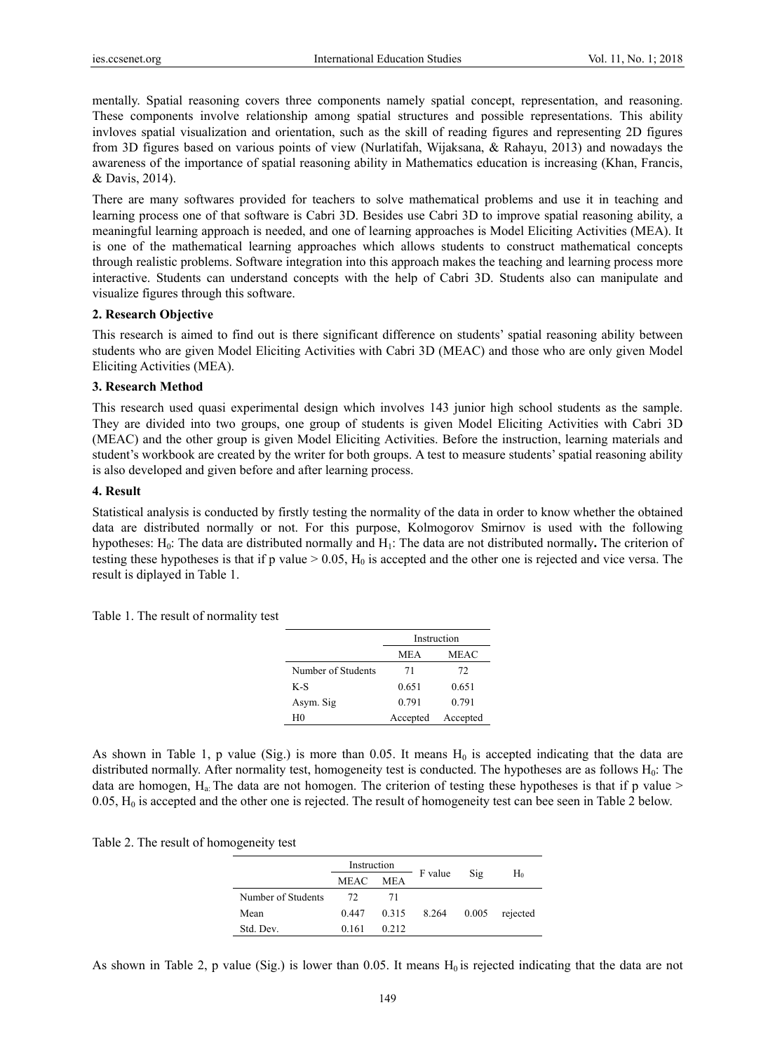mentally. Spatial reasoning covers three components namely spatial concept, representation, and reasoning. These components involve relationship among spatial structures and possible representations. This ability invloves spatial visualization and orientation, such as the skill of reading figures and representing 2D figures from 3D figures based on various points of view (Nurlatifah, Wijaksana, & Rahayu, 2013) and nowadays the awareness of the importance of spatial reasoning ability in Mathematics education is increasing (Khan, Francis, & Davis, 2014).

There are many softwares provided for teachers to solve mathematical problems and use it in teaching and learning process one of that software is Cabri 3D. Besides use Cabri 3D to improve spatial reasoning ability, a meaningful learning approach is needed, and one of learning approaches is Model Eliciting Activities (MEA). It is one of the mathematical learning approaches which allows students to construct mathematical concepts through realistic problems. Software integration into this approach makes the teaching and learning process more interactive. Students can understand concepts with the help of Cabri 3D. Students also can manipulate and visualize figures through this software.

## 2. Research Objective

This research is aimed to find out is there significant difference on students' spatial reasoning ability between students who are given Model Eliciting Activities with Cabri 3D (MEAC) and those who are only given Model Eliciting Activities (MEA).

## 3. Research Method

This research used quasi experimental design which involves 143 junior high school students as the sample. They are divided into two groups, one group of students is given Model Eliciting Activities with Cabri 3D (MEAC) and the other group is given Model Eliciting Activities. Before the instruction, learning materials and student's workbook are created by the writer for both groups. A test to measure students' spatial reasoning ability is also developed and given before and after learning process.

## 4. Result

Statistical analysis is conducted by firstly testing the normality of the data in order to know whether the obtained data are distributed normally or not. For this purpose, Kolmogorov Smirnov is used with the following hypotheses: $H_0$: The data are distributed normally and $H_1$: The data are not distributed normally**.** The criterion of testing these hypotheses is that if p value > 0.05, $H_0$ is accepted and the other one is rejected and vice versa. The result is diplayed in Table 1.

Table 1. The result of normality test

| | Instruction | |
|---|---|---|
| | MEA | MEAC |
| Number of Students | 71 | 72 |
| K-S | 0.651 | 0.651 |
| Asym. Sig | 0.791 | 0.791 |
| H0 | Accepted | Accepted |

As shown in Table 1, p value (Sig.) is more than 0.05. It means $H_0$ is accepted indicating that the data are distributed normally. After normality test, homogeneity test is conducted. The hypotheses are as follows $H_0$: The data are homogen, $H_a$: The data are not homogen. The criterion of testing these hypotheses is that if p value > 0.05, $H_0$ is accepted and the other one is rejected. The result of homogeneity test can bee seen in Table 2 below.

Table 2. The result of homogeneity test

| | Instruction | | F value | Sig | $H_0$ |
|---|---|---|---|---|---|
| | MEAC | MEA | | | |
| Number of Students | 72 | 71 | | | |
| Mean | 0.447 | 0.315 | 8.264 | 0.005 | rejected |
| Std. Dev. | 0.161 | 0.212 | | | |

As shown in Table 2, p value (Sig.) is lower than 0.05. It means $H_0$ is rejected indicating that the data are not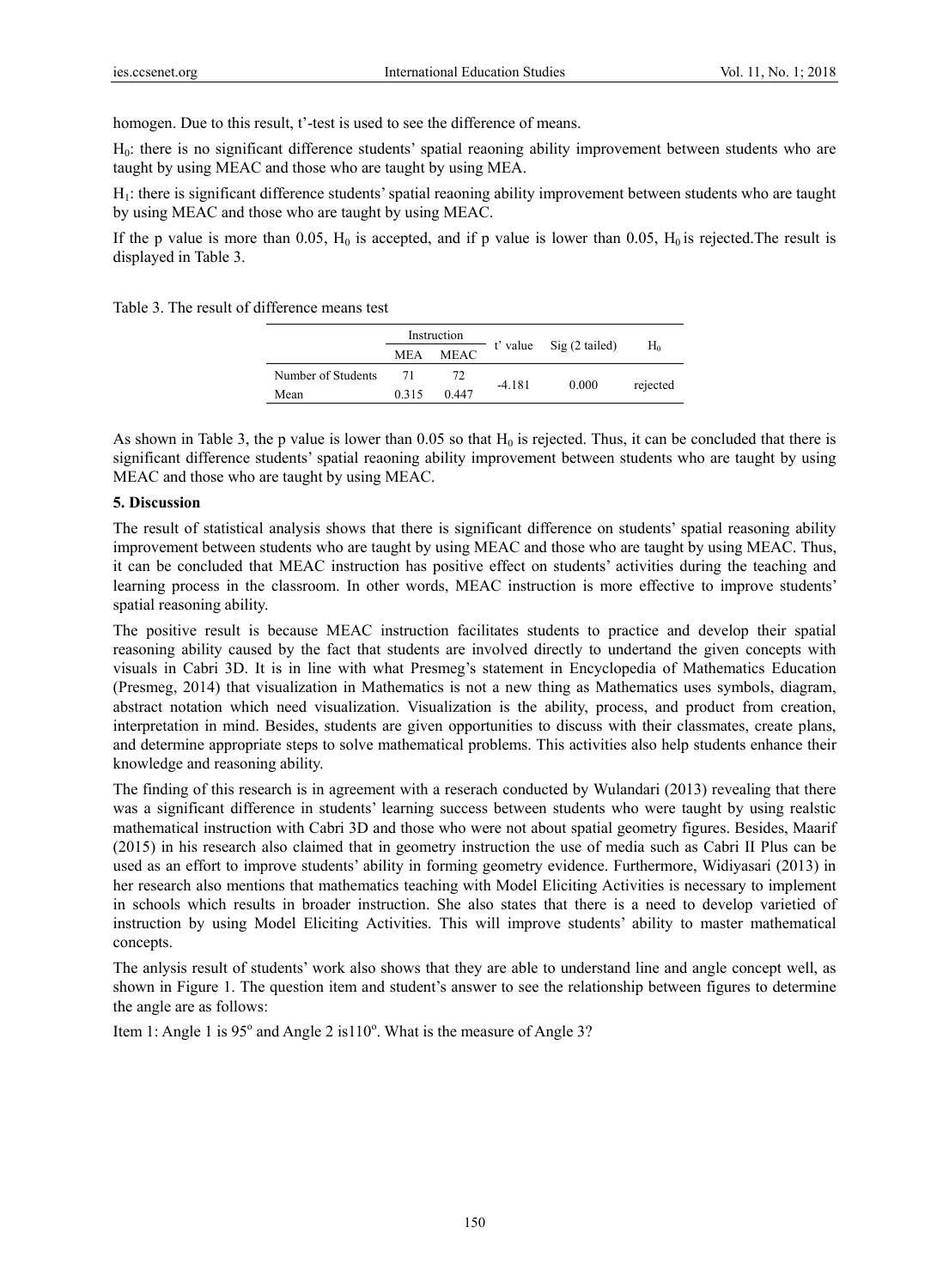homogen. Due to this result, t'-test is used to see the difference of means.

$H_0$: there is no significant difference students' spatial reaoning ability improvement between students who are taught by using MEAC and those who are taught by using MEA.

$H_1$: there is significant difference students' spatial reaoning ability improvement between students who are taught by using MEAC and those who are taught by using MEAC.

If the p value is more than 0.05, $H_0$ is accepted, and if p value is lower than 0.05, $H_0$ is rejected.The result is displayed in Table 3.

Table 3. The result of difference means test

| | Instruction | | t' value | Sig (2 tailed) | $H_0$ |
|---|---|---|---|---|---|
| | MEA | MEAC | | | |
| Number of Students | 71 | 72 | -4.181 | 0.000 | rejected |
| Mean | 0.315 | 0.447 | | | |

As shown in Table 3, the p value is lower than 0.05 so that $H_0$ is rejected. Thus, it can be concluded that there is significant difference students' spatial reaoning ability improvement between students who are taught by using MEAC and those who are taught by using MEAC.

## 5. Discussion

The result of statistical analysis shows that there is significant difference on students' spatial reasoning ability improvement between students who are taught by using MEAC and those who are taught by using MEAC. Thus, it can be concluded that MEAC instruction has positive effect on students' activities during the teaching and learning process in the classroom. In other words, MEAC instruction is more effective to improve students' spatial reasoning ability.

The positive result is because MEAC instruction facilitates students to practice and develop their spatial reasoning ability caused by the fact that students are involved directly to undertand the given concepts with visuals in Cabri 3D. It is in line with what Presmeg's statement in Encyclopedia of Mathematics Education (Presmeg, 2014) that visualization in Mathematics is not a new thing as Mathematics uses symbols, diagram, abstract notation which need visualization. Visualization is the ability, process, and product from creation, interpretation in mind. Besides, students are given opportunities to discuss with their classmates, create plans, and determine appropriate steps to solve mathematical problems. This activities also help students enhance their knowledge and reasoning ability.

The finding of this research is in agreement with a reserach conducted by Wulandari (2013) revealing that there was a significant difference in students' learning success between students who were taught by using realstic mathematical instruction with Cabri 3D and those who were not about spatial geometry figures. Besides, Maarif (2015) in his research also claimed that in geometry instruction the use of media such as Cabri II Plus can be used as an effort to improve students' ability in forming geometry evidence. Furthermore, Widiyasari (2013) in her research also mentions that mathematics teaching with Model Eliciting Activities is necessary to implement in schools which results in broader instruction. She also states that there is a need to develop varietied of instruction by using Model Eliciting Activities. This will improve students' ability to master mathematical concepts.

The anlysis result of students' work also shows that they are able to understand line and angle concept well, as shown in Figure 1. The question item and student's answer to see the relationship between figures to determine the angle are as follows:

Item 1: Angle 1 is $95^o$ and Angle 2 is$110^o$. What is the measure of Angle 3?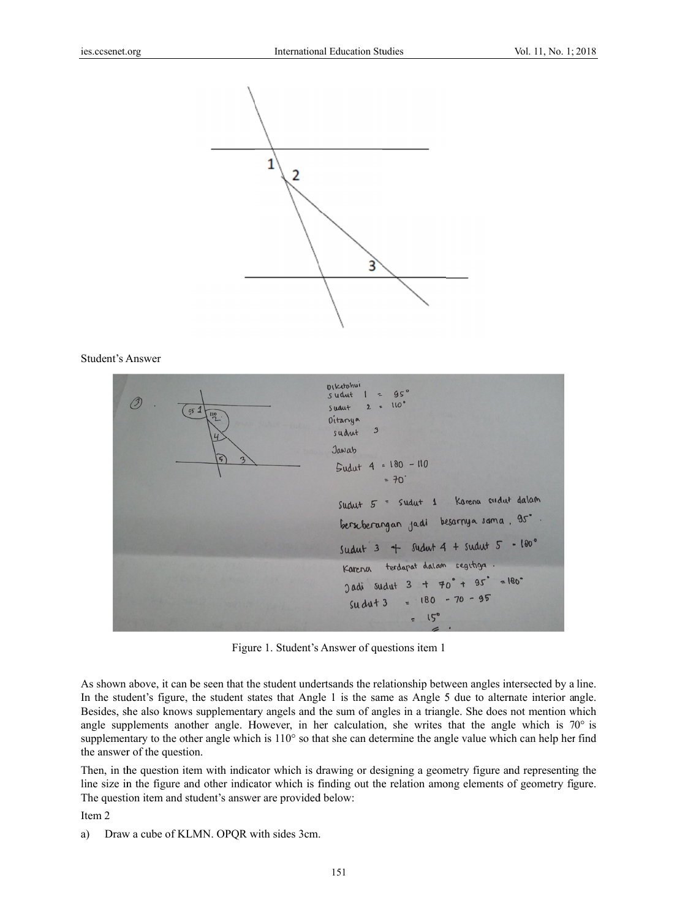Student's Answer

Figure 1. Student's Answer of questions item 1

As shown above, it can be seen that the student undertsands the relationship between angles intersected by a line. In the student's figure, the student states that Angle 1 is the same as Angle 5 due to alternate interior angle. Besides, she also knows supplementary angels and the sum of angles in a triangle. She does not mention which angle supplements another angle. However, in her calculation, she writes that the angle which is 70° is supplementary to the other angle which is 110° so that she can determine the angle value which can help her find the answer of the question.

Then, in the question item with indicator which is drawing or designing a geometry figure and representing the line size in the figure and other indicator which is finding out the relation among elements of geometry figure. The question item and student's answer are provided below:

Item 2

a) Draw a cube of KLMN. OPQR with sides 3cm.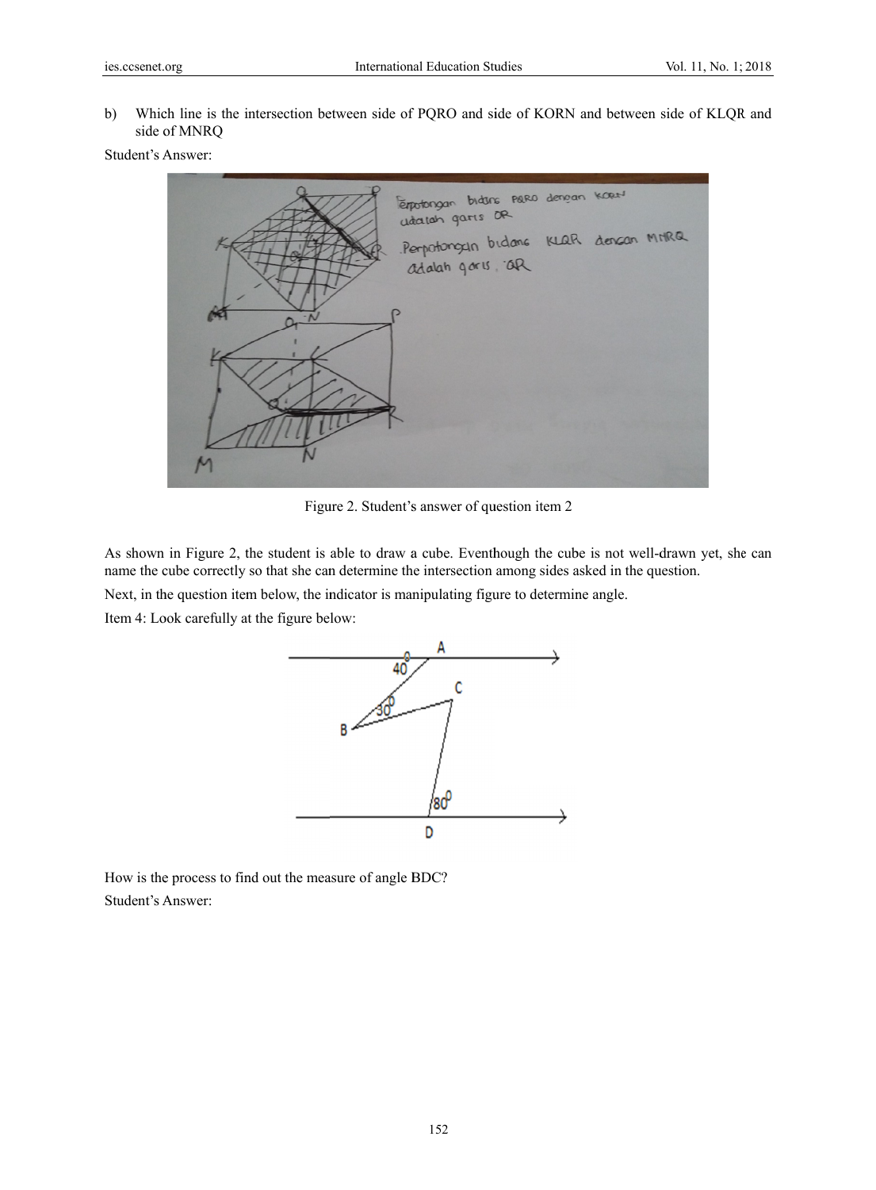b) Which line is the intersection between side of PQRO and side of KORN and between side of KLQR and side of MNRQ

Student's Answer:

Figure 2. Student's answer of question item 2

As shown in Figure 2, the student is able to draw a cube. Eventhough the cube is not well-drawn yet, she can name the cube correctly so that she can determine the intersection among sides asked in the question.

Next, in the question item below, the indicator is manipulating figure to determine angle.

Item 4: Look carefully at the figure below:

How is the process to find out the measure of angle BDC?

Student's Answer: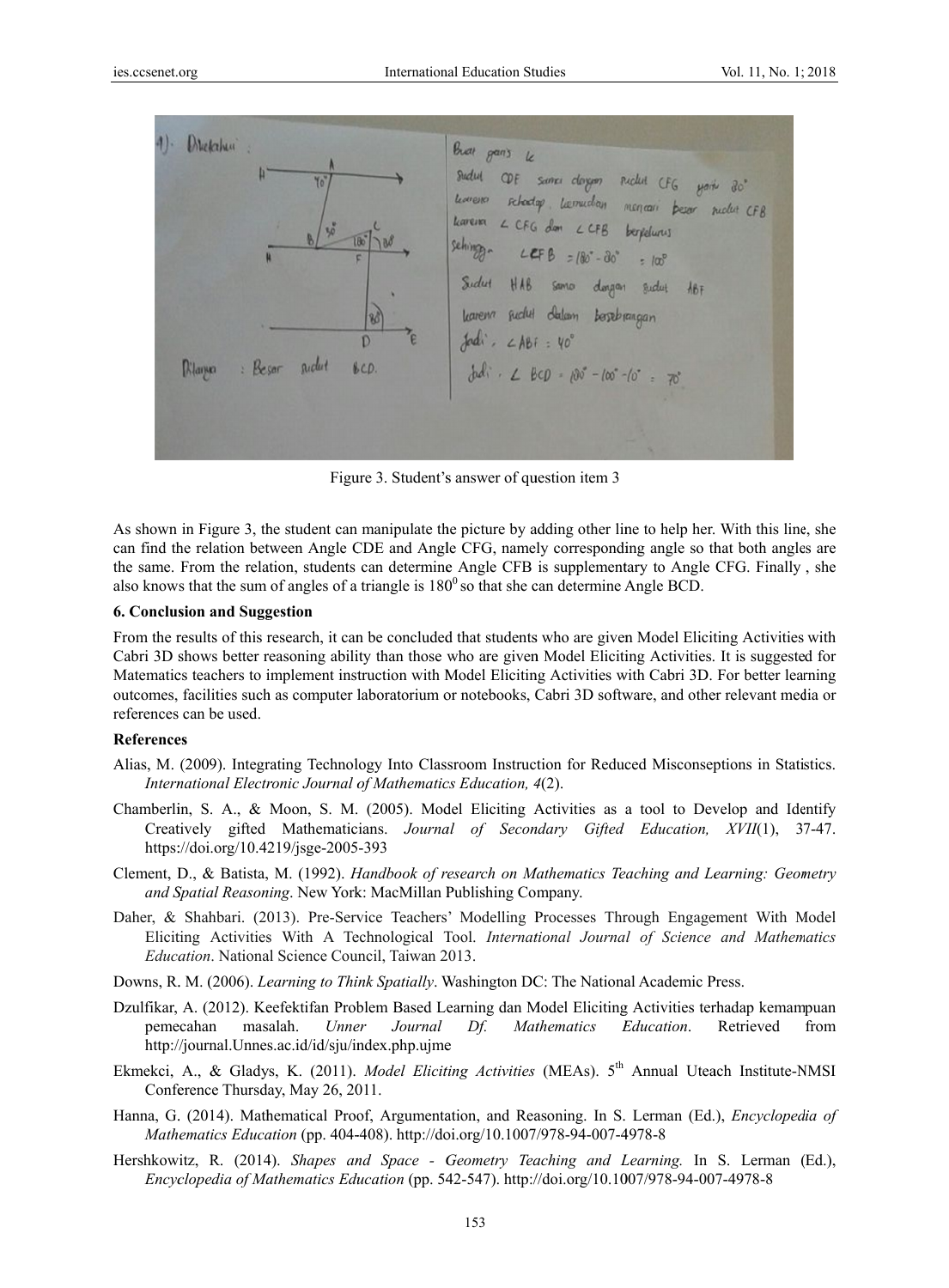Figure 3. Student's answer of question item 3

As shown in Figure 3, the student can manipulate the picture by adding other line to help her. With this line, she can find the relation between Angle CDE and Angle CFG, namely corresponding angle so that both angles are the same. From the relation, students can determine Angle CFB is supplementary to Angle CFG. Finally , she also knows that the sum of angles of a triangle is $180^0$ so that she can determine Angle BCD.

### 6. Conclusion and Suggestion

From the results of this research, it can be concluded that students who are given Model Eliciting Activities with Cabri 3D shows better reasoning ability than those who are given Model Eliciting Activities. It is suggested for Matematics teachers to implement instruction with Model Eliciting Activities with Cabri 3D. For better learning outcomes, facilities such as computer laboratorium or notebooks, Cabri 3D software, and other relevant media or references can be used.

### References

Alias, M. (2009). Integrating Technology Into Classroom Instruction for Reduced Misconseptions in Statistics. *International Electronic Journal of Mathematics Education, 4*(2).

Chamberlin, S. A., & Moon, S. M. (2005). Model Eliciting Activities as a tool to Develop and Identify Creatively gifted Mathematicians. *Journal of Secondary Gifted Education, XVII*(1), 37-47. https://doi.org/10.4219/jsge-2005-393

Clement, D., & Batista, M. (1992). *Handbook of research on Mathematics Teaching and Learning: Geometry and Spatial Reasoning*. New York: MacMillan Publishing Company.

Daher, & Shahbari. (2013). Pre-Service Teachers' Modelling Processes Through Engagement With Model Eliciting Activities With A Technological Tool. *International Journal of Science and Mathematics Education*. National Science Council, Taiwan 2013.

Downs, R. M. (2006). *Learning to Think Spatially*. Washington DC: The National Academic Press.

Dzulfikar, A. (2012). Keefektifan Problem Based Learning dan Model Eliciting Activities terhadap kemampuan pemecahan masalah. *Unner Journal Df. Mathematics Education*. Retrieved from http://journal.Unnes.ac.id/id/sju/index.php.ujme

Ekmekci, A., & Gladys, K. (2011). *Model Eliciting Activities* (MEAs). 5th Annual Uteach Institute-NMSI Conference Thursday, May 26, 2011.

Hanna, G. (2014). Mathematical Proof, Argumentation, and Reasoning. In S. Lerman (Ed.), *Encyclopedia of Mathematics Education* (pp. 404-408). http://doi.org/10.1007/978-94-007-4978-8

Hershkowitz, R. (2014). *Shapes and Space - Geometry Teaching and Learning.* In S. Lerman (Ed.), *Encyclopedia of Mathematics Education* (pp. 542-547). http://doi.org/10.1007/978-94-007-4978-8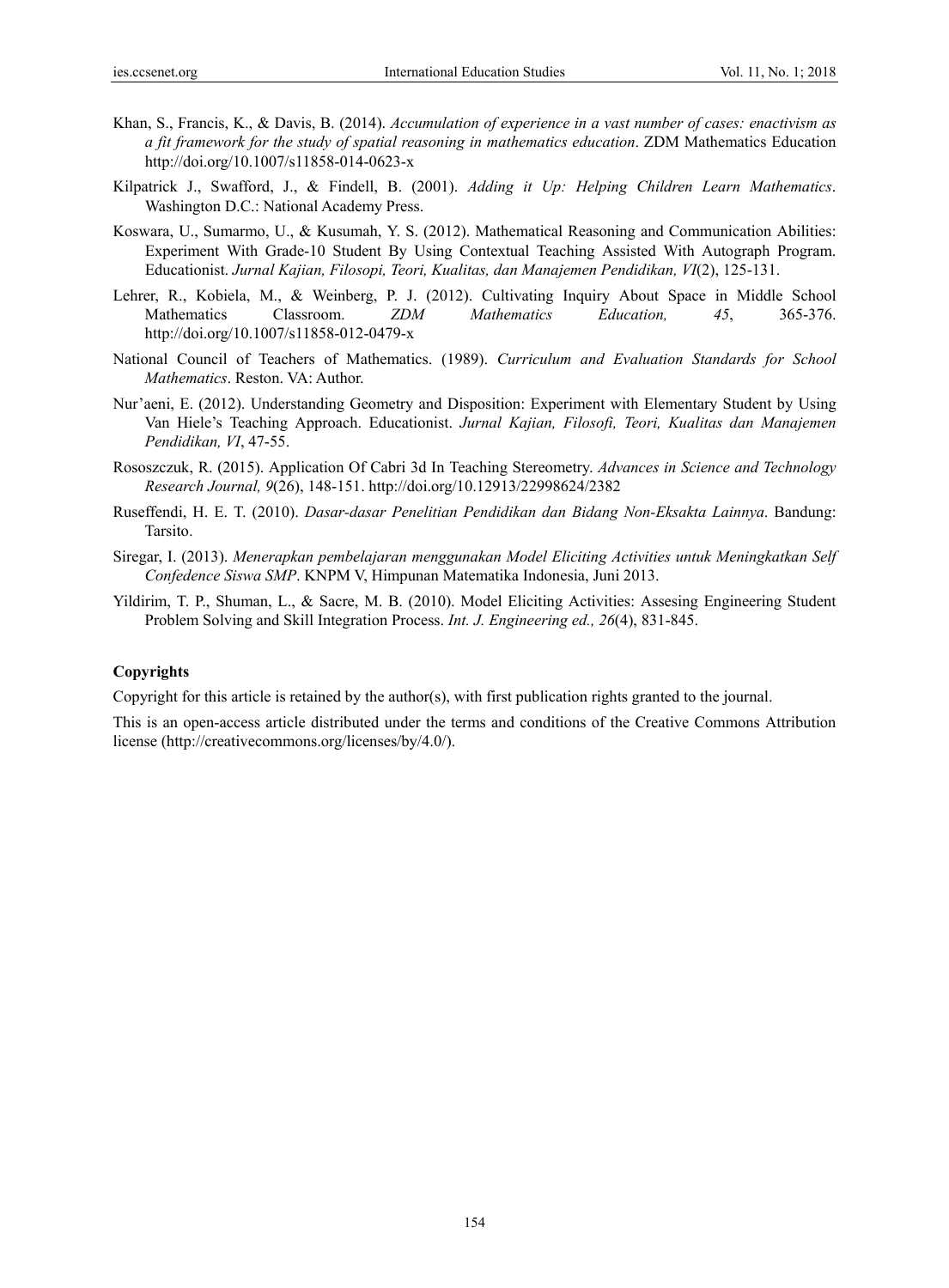Khan, S., Francis, K., & Davis, B. (2014). *Accumulation of experience in a vast number of cases: enactivism as a fit framework for the study of spatial reasoning in mathematics education*. ZDM Mathematics Education http://doi.org/10.1007/s11858-014-0623-x

Kilpatrick J., Swafford, J., & Findell, B. (2001). *Adding it Up: Helping Children Learn Mathematics*. Washington D.C.: National Academy Press.

Koswara, U., Sumarmo, U., & Kusumah, Y. S. (2012). Mathematical Reasoning and Communication Abilities: Experiment With Grade-10 Student By Using Contextual Teaching Assisted With Autograph Program. Educationist. *Jurnal Kajian, Filosopi, Teori, Kualitas, dan Manajemen Pendidikan, VI*(2), 125-131.

Lehrer, R., Kobiela, M., & Weinberg, P. J. (2012). Cultivating Inquiry About Space in Middle School Mathematics Classroom. *ZDM Mathematics Education, 45*, 365-376. http://doi.org/10.1007/s11858-012-0479-x

National Council of Teachers of Mathematics. (1989). *Curriculum and Evaluation Standards for School Mathematics*. Reston. VA: Author.

Nur'aeni, E. (2012). Understanding Geometry and Disposition: Experiment with Elementary Student by Using Van Hiele's Teaching Approach. Educationist. *Jurnal Kajian, Filosofi, Teori, Kualitas dan Manajemen Pendidikan, VI*, 47-55.

Rososzczuk, R. (2015). Application Of Cabri 3d In Teaching Stereometry. *Advances in Science and Technology Research Journal, 9*(26), 148-151. http://doi.org/10.12913/22998624/2382

Ruseffendi, H. E. T. (2010). *Dasar-dasar Penelitian Pendidikan dan Bidang Non-Eksakta Lainnya*. Bandung: Tarsito.

Siregar, I. (2013). *Menerapkan pembelajaran menggunakan Model Eliciting Activities untuk Meningkatkan Self Confedence Siswa SMP*. KNPM V, Himpunan Matematika Indonesia, Juni 2013.

Yildirim, T. P., Shuman, L., & Sacre, M. B. (2010). Model Eliciting Activities: Assesing Engineering Student Problem Solving and Skill Integration Process. *Int. J. Engineering ed., 26*(4), 831-845.

**Copyrights**

Copyright for this article is retained by the author(s), with first publication rights granted to the journal.

This is an open-access article distributed under the terms and conditions of the Creative Commons Attribution license (http://creativecommons.org/licenses/by/4.0/).